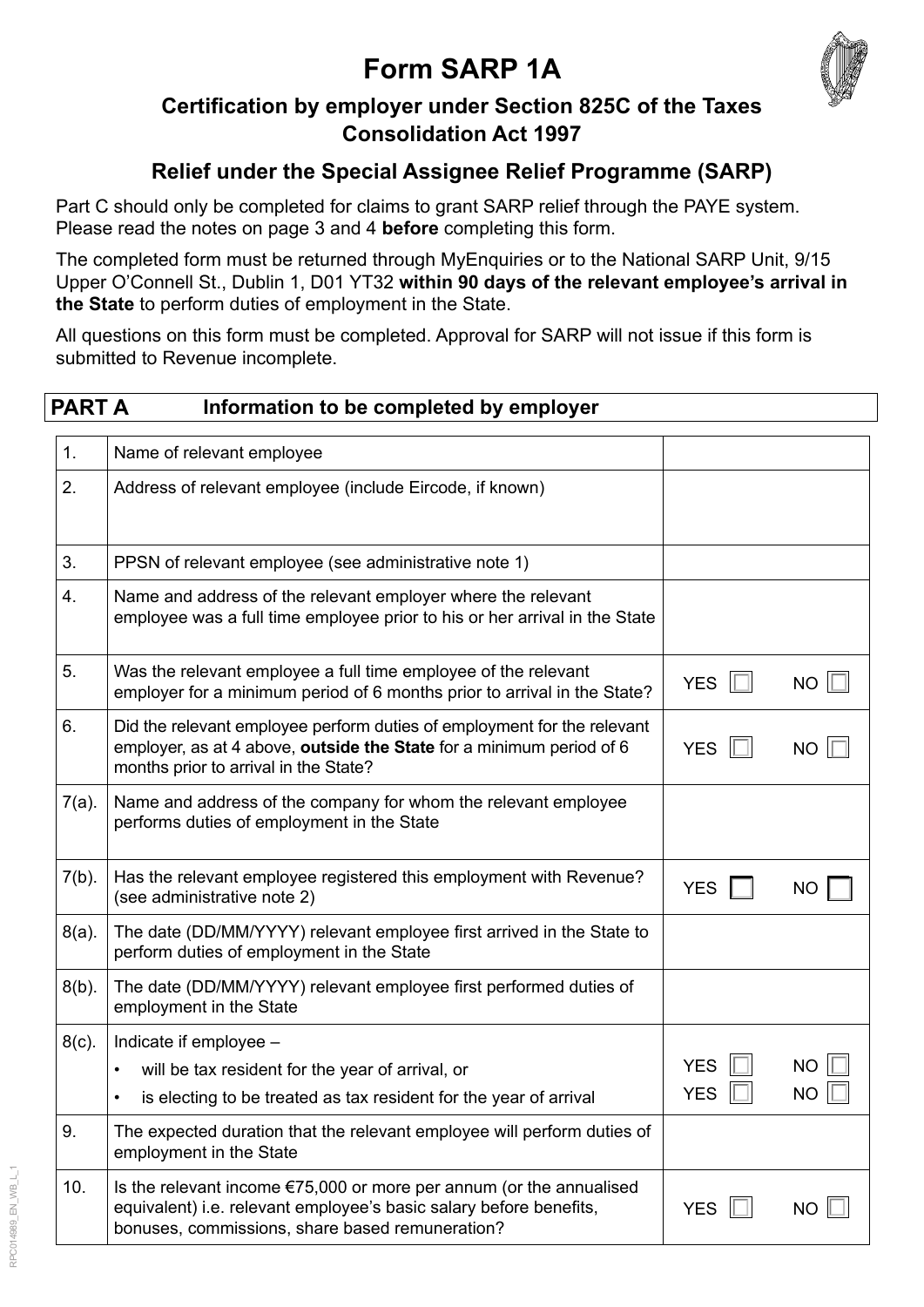# Form SARP 1A

## Certification by employer under Section 825C of the Taxes Consolidation Act 1997

## Relief under the Special Assignee Relief Programme (SARP)

Part C should only be completed for claims to grant SARP relief through the PAYE system. Please read the notes on page 3 and 4 **before** completing this form.

The completed form must be returned through MyEnquiries or to the National SARP Unit, 9/15 Upper O'Connell St., Dublin 1, D01 YT32 **within 90 days of the relevant employee's arrival in the State** to perform duties of employment in the State.

All questions on this form must be completed. Approval for SARP will not issue if this form is submitted to Revenue incomplete.

## PART A Information to be completed by employer

| | | |
|---|---|---|
| 1. | Name of relevant employee | |
| 2. | Address of relevant employee (include Eircode, if known) | |
| 3. | PPSN of relevant employee (see administrative note 1) | |
| 4. | Name and address of the relevant employer where the relevant employee was a full time employee prior to his or her arrival in the State | |
| 5. | Was the relevant employee a full time employee of the relevant employer for a minimum period of 6 months prior to arrival in the State? | YES ☐ NO ☐ |
| 6. | Did the relevant employee perform duties of employment for the relevant employer, as at 4 above, **outside the State** for a minimum period of 6 months prior to arrival in the State? | YES ☐ NO ☐ |
| 7(a). | Name and address of the company for whom the relevant employee performs duties of employment in the State | |
| 7(b). | Has the relevant employee registered this employment with Revenue? (see administrative note 2) | YES ☐ NO ☐ |
| 8(a). | The date (DD/MM/YYYY) relevant employee first arrived in the State to perform duties of employment in the State | |
| 8(b). | The date (DD/MM/YYYY) relevant employee first performed duties of employment in the State | |
| 8(c). | Indicate if employee – <br>• will be tax resident for the year of arrival, or <br>• is electing to be treated as tax resident for the year of arrival | <br>YES ☐ NO ☐ <br>YES ☐ NO ☐ |
| 9. | The expected duration that the relevant employee will perform duties of employment in the State | |
| 10. | Is the relevant income €75,000 or more per annum (or the annualised equivalent) i.e. relevant employee's basic salary before benefits, bonuses, commissions, share based remuneration? | YES ☐ NO ☐ |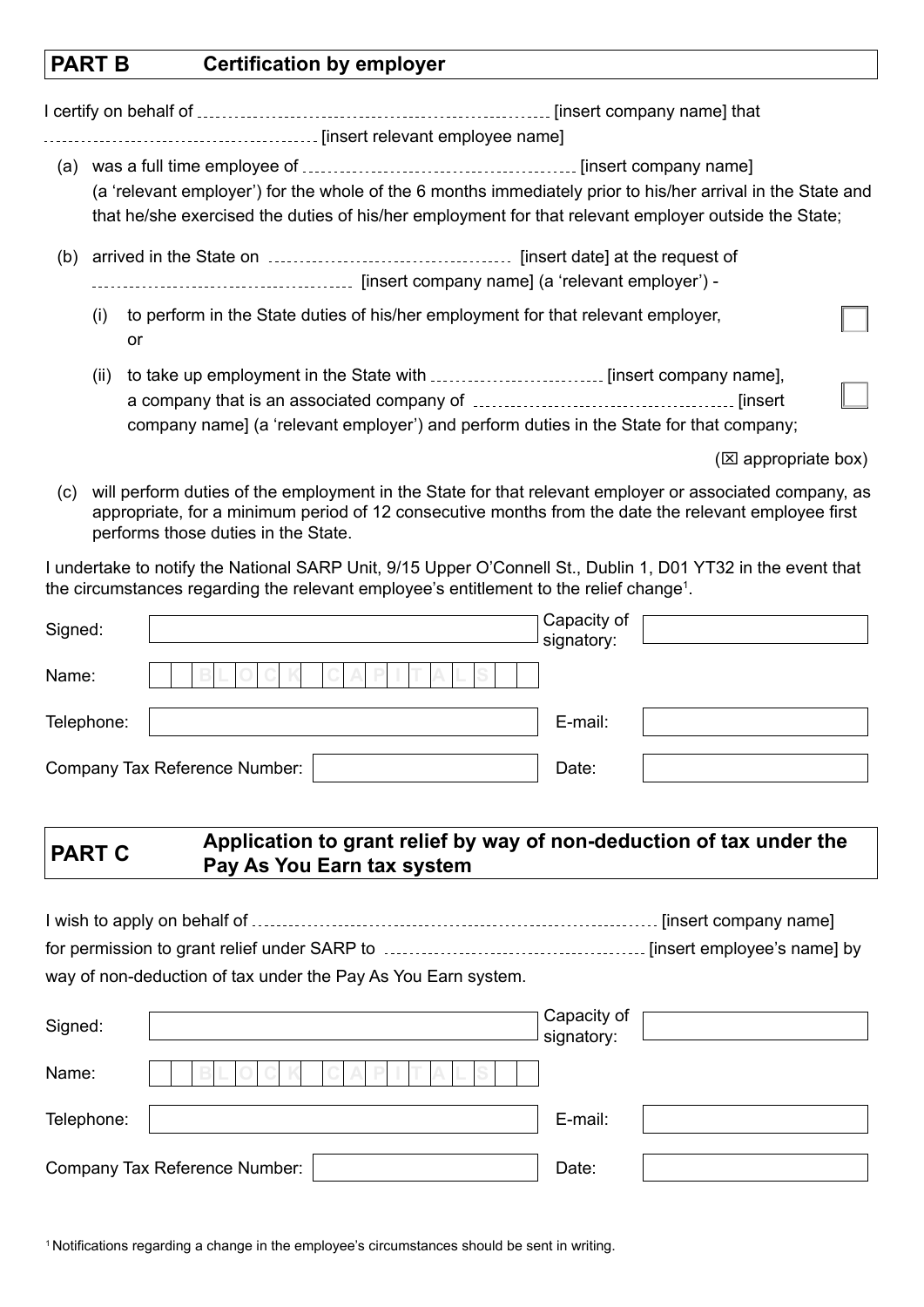## PART B Certification by employer

I certify on behalf of ______________________ [insert company name] that ______________________ [insert relevant employee name]

(a) was a full time employee of ______________________ [insert company name] (a 'relevant employer') for the whole of the 6 months immediately prior to his/her arrival in the State and that he/she exercised the duties of his/her employment for that relevant employer outside the State;

(b) arrived in the State on ______________________ [insert date] at the request of ______________________ [insert company name] (a 'relevant employer') -

(i) to perform in the State duties of his/her employment for that relevant employer, or ☐

(ii) to take up employment in the State with ______________________ [insert company name], a company that is an associated company of ______________________ [insert company name] (a 'relevant employer') and perform duties in the State for that company; ☐

(☒ appropriate box)

(c) will perform duties of the employment in the State for that relevant employer or associated company, as appropriate, for a minimum period of 12 consecutive months from the date the relevant employee first performs those duties in the State.

I undertake to notify the National SARP Unit, 9/15 Upper O'Connell St., Dublin 1, D01 YT32 in the event that the circumstances regarding the relevant employee's entitlement to the relief change[1].

| | | | |
|---|---|---|---|
| Signed: | | Capacity of signatory: | |
| Name: | BLOCK CAPITALS | | |
| Telephone: | | E-mail: | |
| Company Tax Reference Number: | | Date: | |

## PART C Application to grant relief by way of non-deduction of tax under the Pay As You Earn tax system

I wish to apply on behalf of ______________________ [insert company name] for permission to grant relief under SARP to ______________________ [insert employee's name] by way of non-deduction of tax under the Pay As You Earn system.

| | | | |
|---|---|---|---|
| Signed: | | Capacity of signatory: | |
| Name: | BLOCK CAPITALS | | |
| Telephone: | | E-mail: | |
| Company Tax Reference Number: | | Date: | |

[1] Notifications regarding a change in the employee's circumstances should be sent in writing.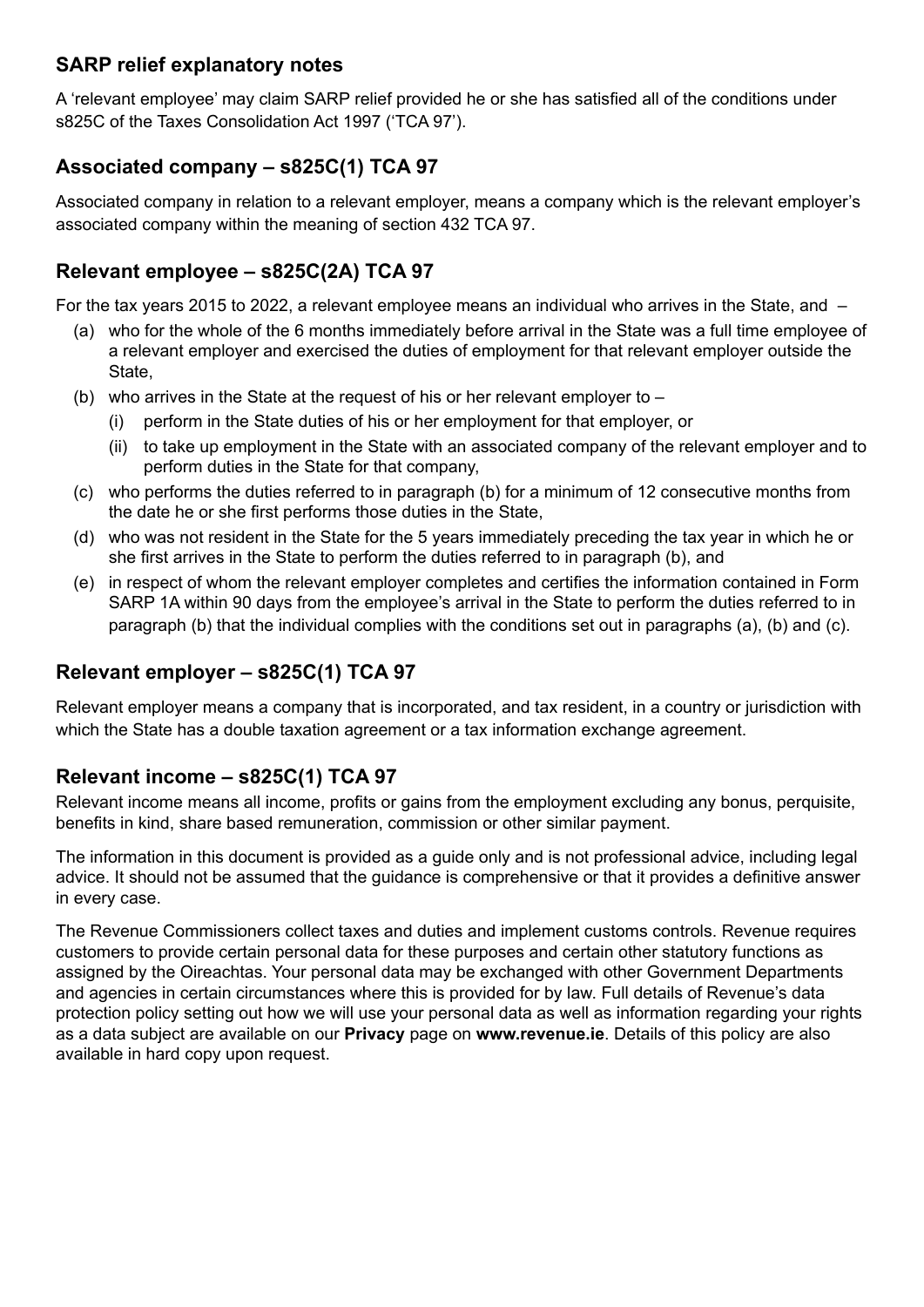## SARP relief explanatory notes

A 'relevant employee' may claim SARP relief provided he or she has satisfied all of the conditions under s825C of the Taxes Consolidation Act 1997 ('TCA 97').

## Associated company – s825C(1) TCA 97

Associated company in relation to a relevant employer, means a company which is the relevant employer's associated company within the meaning of section 432 TCA 97.

## Relevant employee – s825C(2A) TCA 97

For the tax years 2015 to 2022, a relevant employee means an individual who arrives in the State, and –

(a) who for the whole of the 6 months immediately before arrival in the State was a full time employee of a relevant employer and exercised the duties of employment for that relevant employer outside the State,

(b) who arrives in the State at the request of his or her relevant employer to –
   (i) perform in the State duties of his or her employment for that employer, or
   (ii) to take up employment in the State with an associated company of the relevant employer and to perform duties in the State for that company,

(c) who performs the duties referred to in paragraph (b) for a minimum of 12 consecutive months from the date he or she first performs those duties in the State,

(d) who was not resident in the State for the 5 years immediately preceding the tax year in which he or she first arrives in the State to perform the duties referred to in paragraph (b), and

(e) in respect of whom the relevant employer completes and certifies the information contained in Form SARP 1A within 90 days from the employee's arrival in the State to perform the duties referred to in paragraph (b) that the individual complies with the conditions set out in paragraphs (a), (b) and (c).

## Relevant employer – s825C(1) TCA 97

Relevant employer means a company that is incorporated, and tax resident, in a country or jurisdiction with which the State has a double taxation agreement or a tax information exchange agreement.

## Relevant income – s825C(1) TCA 97

Relevant income means all income, profits or gains from the employment excluding any bonus, perquisite, benefits in kind, share based remuneration, commission or other similar payment.

The information in this document is provided as a guide only and is not professional advice, including legal advice. It should not be assumed that the guidance is comprehensive or that it provides a definitive answer in every case.

The Revenue Commissioners collect taxes and duties and implement customs controls. Revenue requires customers to provide certain personal data for these purposes and certain other statutory functions as assigned by the Oireachtas. Your personal data may be exchanged with other Government Departments and agencies in certain circumstances where this is provided for by law. Full details of Revenue's data protection policy setting out how we will use your personal data as well as information regarding your rights as a data subject are available on our **Privacy** page on **www.revenue.ie**. Details of this policy are also available in hard copy upon request.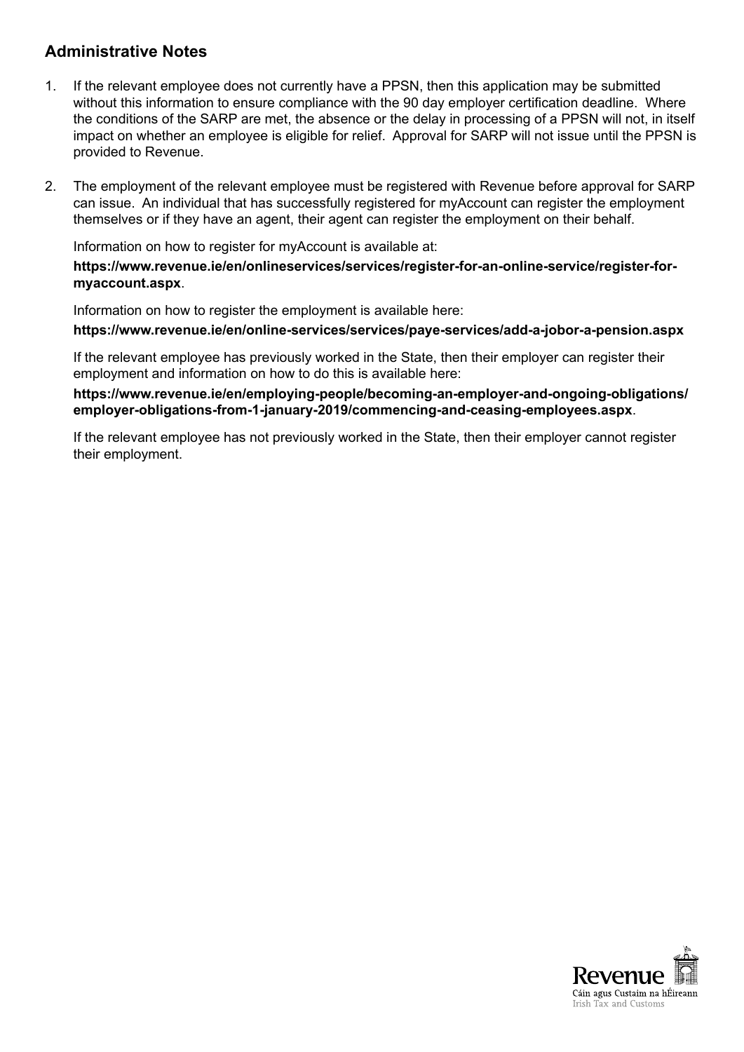## Administrative Notes

1. If the relevant employee does not currently have a PPSN, then this application may be submitted without this information to ensure compliance with the 90 day employer certification deadline. Where the conditions of the SARP are met, the absence or the delay in processing of a PPSN will not, in itself impact on whether an employee is eligible for relief. Approval for SARP will not issue until the PPSN is provided to Revenue.

2. The employment of the relevant employee must be registered with Revenue before approval for SARP can issue. An individual that has successfully registered for myAccount can register the employment themselves or if they have an agent, their agent can register the employment on their behalf.

   Information on how to register for myAccount is available at:

   **https://www.revenue.ie/en/onlineservices/services/register-for-an-online-service/register-for-myaccount.aspx**.

   Information on how to register the employment is available here:

   **https://www.revenue.ie/en/online-services/services/paye-services/add-a-jobor-a-pension.aspx**

   If the relevant employee has previously worked in the State, then their employer can register their employment and information on how to do this is available here:

   **https://www.revenue.ie/en/employing-people/becoming-an-employer-and-ongoing-obligations/employer-obligations-from-1-january-2019/commencing-and-ceasing-employees.aspx**.

   If the relevant employee has not previously worked in the State, then their employer cannot register their employment.